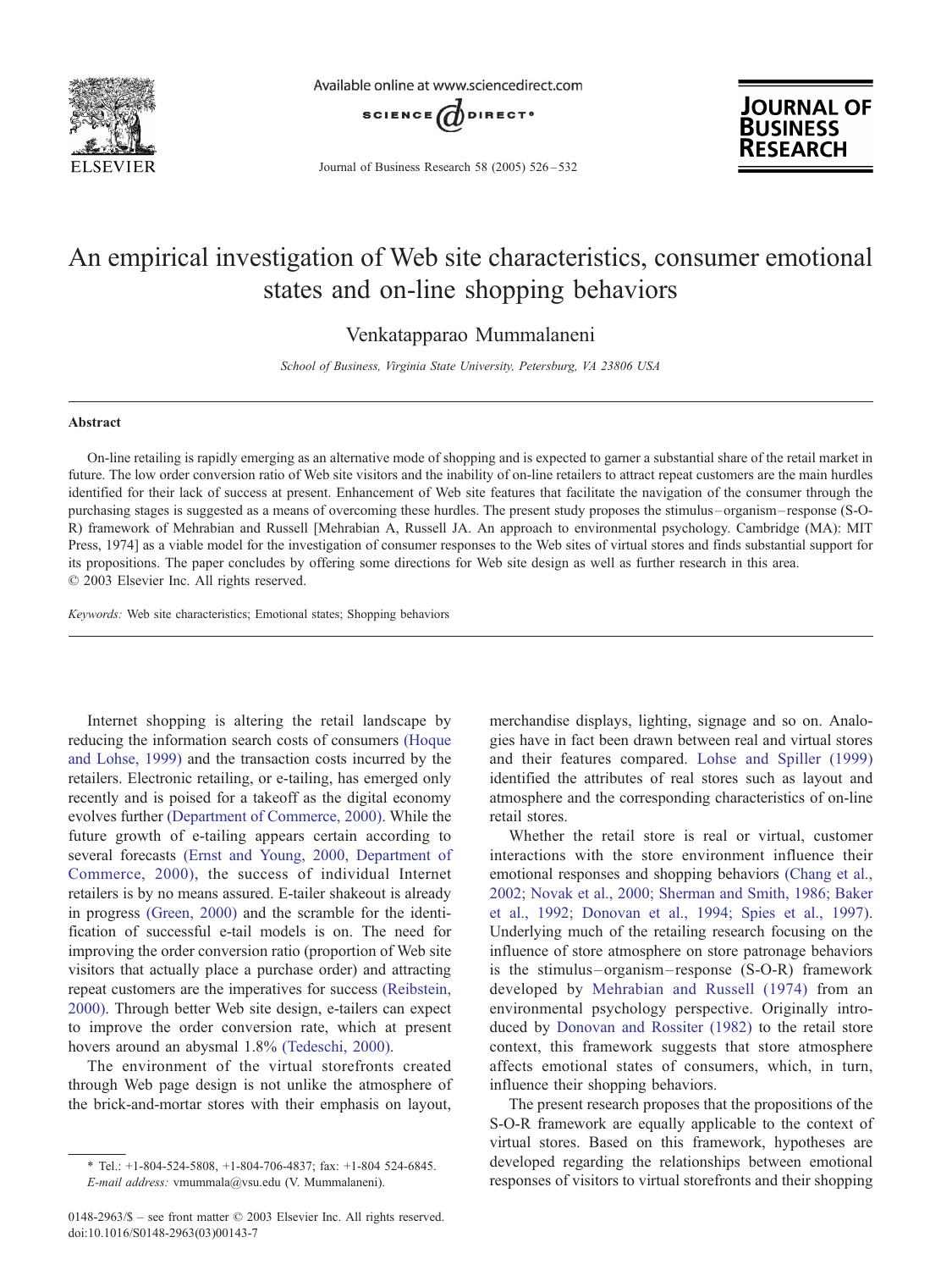# An empirical investigation of Web site characteristics, consumer emotional states and on-line shopping behaviors

Venkatapparao Mummalaneni

*School of Business, Virginia State University, Petersburg, VA 23806 USA*

## Abstract

On-line retailing is rapidly emerging as an alternative mode of shopping and is expected to garner a substantial share of the retail market in future. The low order conversion ratio of Web site visitors and the inability of on-line retailers to attract repeat customers are the main hurdles identified for their lack of success at present. Enhancement of Web site features that facilitate the navigation of the consumer through the purchasing stages is suggested as a means of overcoming these hurdles. The present study proposes the stimulus–organism–response (S-O-R) framework of Mehrabian and Russell [Mehrabian A, Russell JA. An approach to environmental psychology. Cambridge (MA): MIT Press, 1974] as a viable model for the investigation of consumer responses to the Web sites of virtual stores and finds substantial support for its propositions. The paper concludes by offering some directions for Web site design as well as further research in this area.
© 2003 Elsevier Inc. All rights reserved.

*Keywords:* Web site characteristics; Emotional states; Shopping behaviors

Internet shopping is altering the retail landscape by reducing the information search costs of consumers (Hoque and Lohse, 1999) and the transaction costs incurred by the retailers. Electronic retailing, or e-tailing, has emerged only recently and is poised for a takeoff as the digital economy evolves further (Department of Commerce, 2000). While the future growth of e-tailing appears certain according to several forecasts (Ernst and Young, 2000, Department of Commerce, 2000), the success of individual Internet retailers is by no means assured. E-tailer shakeout is already in progress (Green, 2000) and the scramble for the identification of successful e-tail models is on. The need for improving the order conversion ratio (proportion of Web site visitors that actually place a purchase order) and attracting repeat customers are the imperatives for success (Reibstein, 2000). Through better Web site design, e-tailers can expect to improve the order conversion rate, which at present hovers around an abysmal 1.8% (Tedeschi, 2000).

The environment of the virtual storefronts created through Web page design is not unlike the atmosphere of the brick-and-mortar stores with their emphasis on layout, merchandise displays, lighting, signage and so on. Analogies have in fact been drawn between real and virtual stores and their features compared. Lohse and Spiller (1999) identified the attributes of real stores such as layout and atmosphere and the corresponding characteristics of on-line retail stores.

Whether the retail store is real or virtual, customer interactions with the store environment influence their emotional responses and shopping behaviors (Chang et al., 2002; Novak et al., 2000; Sherman and Smith, 1986; Baker et al., 1992; Donovan et al., 1994; Spies et al., 1997). Underlying much of the retailing research focusing on the influence of store atmosphere on store patronage behaviors is the stimulus–organism–response (S-O-R) framework developed by Mehrabian and Russell (1974) from an environmental psychology perspective. Originally introduced by Donovan and Rossiter (1982) to the retail store context, this framework suggests that store atmosphere affects emotional states of consumers, which, in turn, influence their shopping behaviors.

The present research proposes that the propositions of the S-O-R framework are equally applicable to the context of virtual stores. Based on this framework, hypotheses are developed regarding the relationships between emotional responses of visitors to virtual storefronts and their shopping

\* Tel.: +1-804-524-5808, +1-804-706-4837; fax: +1-804 524-6845.
*E-mail address:* vmummala@vsu.edu (V. Mummalaneni).

0148-2963/$ – see front matter © 2003 Elsevier Inc. All rights reserved.
doi:10.1016/S0148-2963(03)00143-7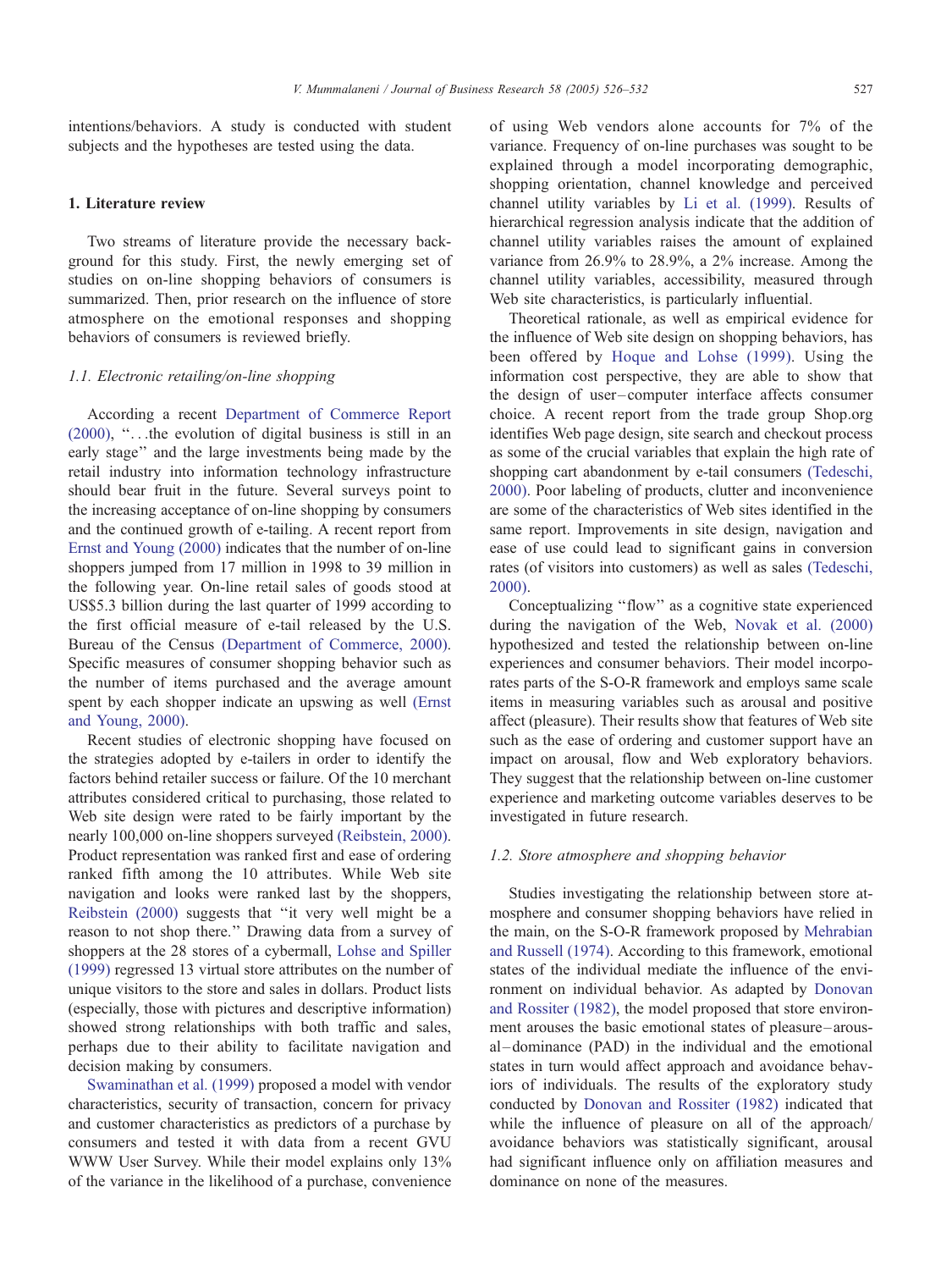intentions/behaviors. A study is conducted with student subjects and the hypotheses are tested using the data.

## 1. Literature review

Two streams of literature provide the necessary background for this study. First, the newly emerging set of studies on on-line shopping behaviors of consumers is summarized. Then, prior research on the influence of store atmosphere on the emotional responses and shopping behaviors of consumers is reviewed briefly.

### *1.1. Electronic retailing/on-line shopping*

According a recent Department of Commerce Report (2000), "...the evolution of digital business is still in an early stage" and the large investments being made by the retail industry into information technology infrastructure should bear fruit in the future. Several surveys point to the increasing acceptance of on-line shopping by consumers and the continued growth of e-tailing. A recent report from Ernst and Young (2000) indicates that the number of on-line shoppers jumped from 17 million in 1998 to 39 million in the following year. On-line retail sales of goods stood at US$5.3 billion during the last quarter of 1999 according to the first official measure of e-tail released by the U.S. Bureau of the Census (Department of Commerce, 2000). Specific measures of consumer shopping behavior such as the number of items purchased and the average amount spent by each shopper indicate an upswing as well (Ernst and Young, 2000).

Recent studies of electronic shopping have focused on the strategies adopted by e-tailers in order to identify the factors behind retailer success or failure. Of the 10 merchant attributes considered critical to purchasing, those related to Web site design were rated to be fairly important by the nearly 100,000 on-line shoppers surveyed (Reibstein, 2000). Product representation was ranked first and ease of ordering ranked fifth among the 10 attributes. While Web site navigation and looks were ranked last by the shoppers, Reibstein (2000) suggests that "it very well might be a reason to not shop there." Drawing data from a survey of shoppers at the 28 stores of a cybermall, Lohse and Spiller (1999) regressed 13 virtual store attributes on the number of unique visitors to the store and sales in dollars. Product lists (especially, those with pictures and descriptive information) showed strong relationships with both traffic and sales, perhaps due to their ability to facilitate navigation and decision making by consumers.

Swaminathan et al. (1999) proposed a model with vendor characteristics, security of transaction, concern for privacy and customer characteristics as predictors of a purchase by consumers and tested it with data from a recent GVU WWW User Survey. While their model explains only 13% of the variance in the likelihood of a purchase, convenience of using Web vendors alone accounts for 7% of the variance. Frequency of on-line purchases was sought to be explained through a model incorporating demographic, shopping orientation, channel knowledge and perceived channel utility variables by Li et al. (1999). Results of hierarchical regression analysis indicate that the addition of channel utility variables raises the amount of explained variance from 26.9% to 28.9%, a 2% increase. Among the channel utility variables, accessibility, measured through Web site characteristics, is particularly influential.

Theoretical rationale, as well as empirical evidence for the influence of Web site design on shopping behaviors, has been offered by Hoque and Lohse (1999). Using the information cost perspective, they are able to show that the design of user–computer interface affects consumer choice. A recent report from the trade group Shop.org identifies Web page design, site search and checkout process as some of the crucial variables that explain the high rate of shopping cart abandonment by e-tail consumers (Tedeschi, 2000). Poor labeling of products, clutter and inconvenience are some of the characteristics of Web sites identified in the same report. Improvements in site design, navigation and ease of use could lead to significant gains in conversion rates (of visitors into customers) as well as sales (Tedeschi, 2000).

Conceptualizing "flow" as a cognitive state experienced during the navigation of the Web, Novak et al. (2000) hypothesized and tested the relationship between on-line experiences and consumer behaviors. Their model incorporates parts of the S-O-R framework and employs same scale items in measuring variables such as arousal and positive affect (pleasure). Their results show that features of Web site such as the ease of ordering and customer support have an impact on arousal, flow and Web exploratory behaviors. They suggest that the relationship between on-line customer experience and marketing outcome variables deserves to be investigated in future research.

### *1.2. Store atmosphere and shopping behavior*

Studies investigating the relationship between store atmosphere and consumer shopping behaviors have relied in the main, on the S-O-R framework proposed by Mehrabian and Russell (1974). According to this framework, emotional states of the individual mediate the influence of the environment on individual behavior. As adapted by Donovan and Rossiter (1982), the model proposed that store environment arouses the basic emotional states of pleasure–arousal–dominance (PAD) in the individual and the emotional states in turn would affect approach and avoidance behaviors of individuals. The results of the exploratory study conducted by Donovan and Rossiter (1982) indicated that while the influence of pleasure on all of the approach/avoidance behaviors was statistically significant, arousal had significant influence only on affiliation measures and dominance on none of the measures.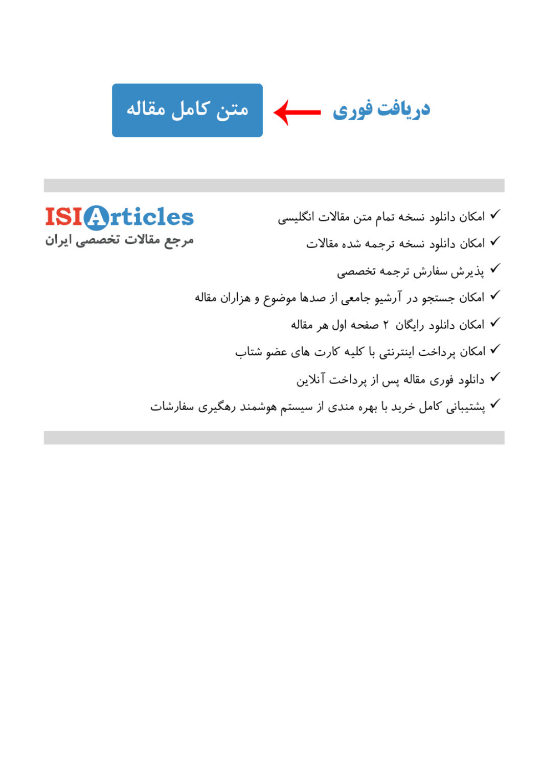دریافت فوری ← متن کامل مقاله

**ISIArticles**
مرجع مقالات تخصصی ایران

- ✓ امکان دانلود نسخه تمام متن مقالات انگلیسی
- ✓ امکان دانلود نسخه ترجمه شده مقالات
- ✓ پذیرش سفارش ترجمه تخصصی
- ✓ امکان جستجو در آرشیو جامعی از صدها موضوع و هزاران مقاله
- ✓ امکان دانلود رایگان ۲ صفحه اول هر مقاله
- ✓ امکان پرداخت اینترنتی با کلیه کارت های عضو شتاب
- ✓ دانلود فوری مقاله پس از پرداخت آنلاین
- ✓ پشتیبانی کامل خرید با بهره مندی از سیستم هوشمند رهگیری سفارشات